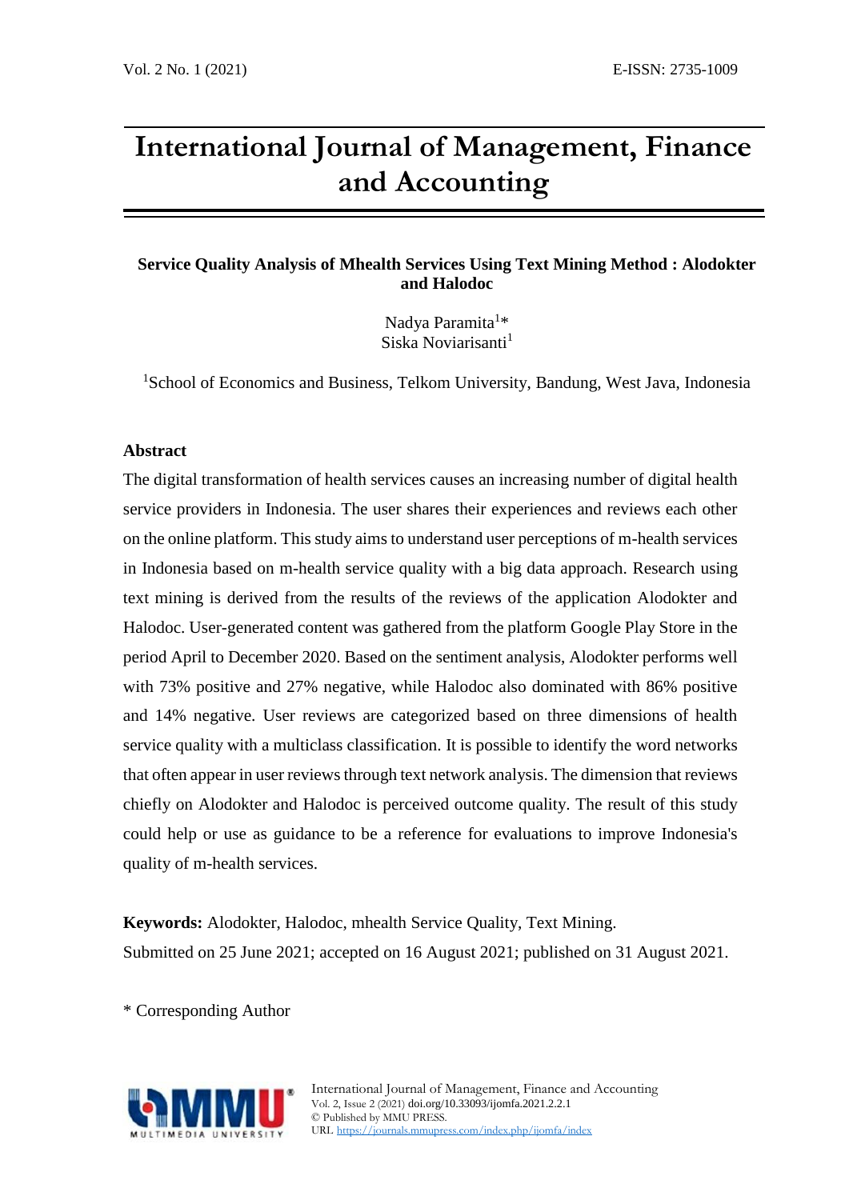# International Journal of Management, Finance and Accounting

## Service Quality Analysis of Mhealth Services Using Text Mining Method : Alodokter and Halodoc

Nadya Paramita[1]*
Siska Noviarisanti[1]

[1]School of Economics and Business, Telkom University, Bandung, West Java, Indonesia

### Abstract

The digital transformation of health services causes an increasing number of digital health service providers in Indonesia. The user shares their experiences and reviews each other on the online platform. This study aims to understand user perceptions of m-health services in Indonesia based on m-health service quality with a big data approach. Research using text mining is derived from the results of the reviews of the application Alodokter and Halodoc. User-generated content was gathered from the platform Google Play Store in the period April to December 2020. Based on the sentiment analysis, Alodokter performs well with 73% positive and 27% negative, while Halodoc also dominated with 86% positive and 14% negative. User reviews are categorized based on three dimensions of health service quality with a multiclass classification. It is possible to identify the word networks that often appear in user reviews through text network analysis. The dimension that reviews chiefly on Alodokter and Halodoc is perceived outcome quality. The result of this study could help or use as guidance to be a reference for evaluations to improve Indonesia's quality of m-health services.

**Keywords:** Alodokter, Halodoc, mhealth Service Quality, Text Mining.
Submitted on 25 June 2021; accepted on 16 August 2021; published on 31 August 2021.

\* Corresponding Author

International Journal of Management, Finance and Accounting
Vol. 2, Issue 2 (2021) doi.org/10.33093/ijomfa.2021.2.2.1
© Published by MMU PRESS.
URL https://journals.mmupress.com/index.php/ijomfa/index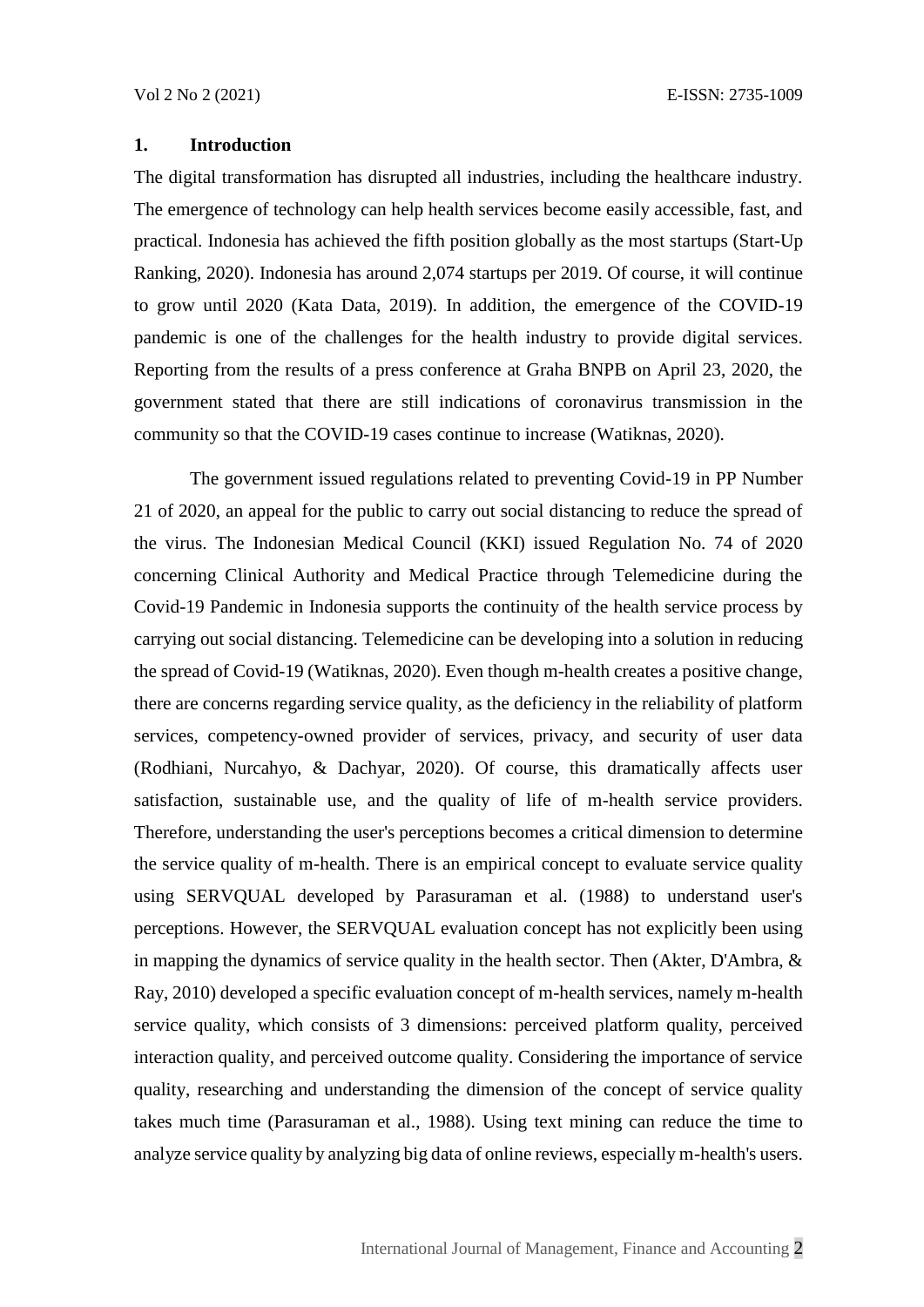## 1. Introduction

The digital transformation has disrupted all industries, including the healthcare industry. The emergence of technology can help health services become easily accessible, fast, and practical. Indonesia has achieved the fifth position globally as the most startups (Start-Up Ranking, 2020). Indonesia has around 2,074 startups per 2019. Of course, it will continue to grow until 2020 (Kata Data, 2019). In addition, the emergence of the COVID-19 pandemic is one of the challenges for the health industry to provide digital services. Reporting from the results of a press conference at Graha BNPB on April 23, 2020, the government stated that there are still indications of coronavirus transmission in the community so that the COVID-19 cases continue to increase (Watiknas, 2020).

The government issued regulations related to preventing Covid-19 in PP Number 21 of 2020, an appeal for the public to carry out social distancing to reduce the spread of the virus. The Indonesian Medical Council (KKI) issued Regulation No. 74 of 2020 concerning Clinical Authority and Medical Practice through Telemedicine during the Covid-19 Pandemic in Indonesia supports the continuity of the health service process by carrying out social distancing. Telemedicine can be developing into a solution in reducing the spread of Covid-19 (Watiknas, 2020). Even though m-health creates a positive change, there are concerns regarding service quality, as the deficiency in the reliability of platform services, competency-owned provider of services, privacy, and security of user data (Rodhiani, Nurcahyo, & Dachyar, 2020). Of course, this dramatically affects user satisfaction, sustainable use, and the quality of life of m-health service providers. Therefore, understanding the user's perceptions becomes a critical dimension to determine the service quality of m-health. There is an empirical concept to evaluate service quality using SERVQUAL developed by Parasuraman et al. (1988) to understand user's perceptions. However, the SERVQUAL evaluation concept has not explicitly been using in mapping the dynamics of service quality in the health sector. Then (Akter, D'Ambra, & Ray, 2010) developed a specific evaluation concept of m-health services, namely m-health service quality, which consists of 3 dimensions: perceived platform quality, perceived interaction quality, and perceived outcome quality. Considering the importance of service quality, researching and understanding the dimension of the concept of service quality takes much time (Parasuraman et al., 1988). Using text mining can reduce the time to analyze service quality by analyzing big data of online reviews, especially m-health's users.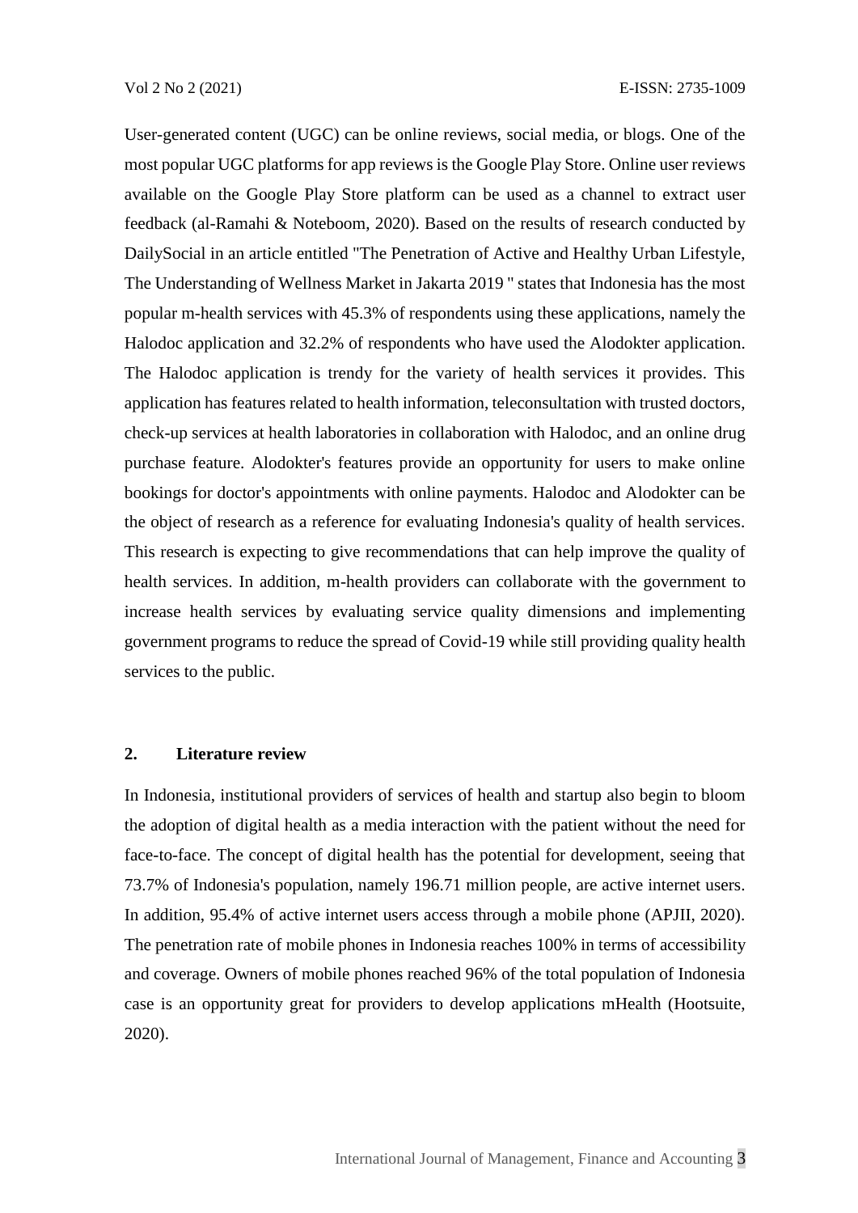User-generated content (UGC) can be online reviews, social media, or blogs. One of the most popular UGC platforms for app reviews is the Google Play Store. Online user reviews available on the Google Play Store platform can be used as a channel to extract user feedback (al-Ramahi & Noteboom, 2020). Based on the results of research conducted by DailySocial in an article entitled "The Penetration of Active and Healthy Urban Lifestyle, The Understanding of Wellness Market in Jakarta 2019 " states that Indonesia has the most popular m-health services with 45.3% of respondents using these applications, namely the Halodoc application and 32.2% of respondents who have used the Alodokter application. The Halodoc application is trendy for the variety of health services it provides. This application has features related to health information, teleconsultation with trusted doctors, check-up services at health laboratories in collaboration with Halodoc, and an online drug purchase feature. Alodokter's features provide an opportunity for users to make online bookings for doctor's appointments with online payments. Halodoc and Alodokter can be the object of research as a reference for evaluating Indonesia's quality of health services. This research is expecting to give recommendations that can help improve the quality of health services. In addition, m-health providers can collaborate with the government to increase health services by evaluating service quality dimensions and implementing government programs to reduce the spread of Covid-19 while still providing quality health services to the public.

## 2. Literature review

In Indonesia, institutional providers of services of health and startup also begin to bloom the adoption of digital health as a media interaction with the patient without the need for face-to-face. The concept of digital health has the potential for development, seeing that 73.7% of Indonesia's population, namely 196.71 million people, are active internet users. In addition, 95.4% of active internet users access through a mobile phone (APJII, 2020). The penetration rate of mobile phones in Indonesia reaches 100% in terms of accessibility and coverage. Owners of mobile phones reached 96% of the total population of Indonesia case is an opportunity great for providers to develop applications mHealth (Hootsuite, 2020).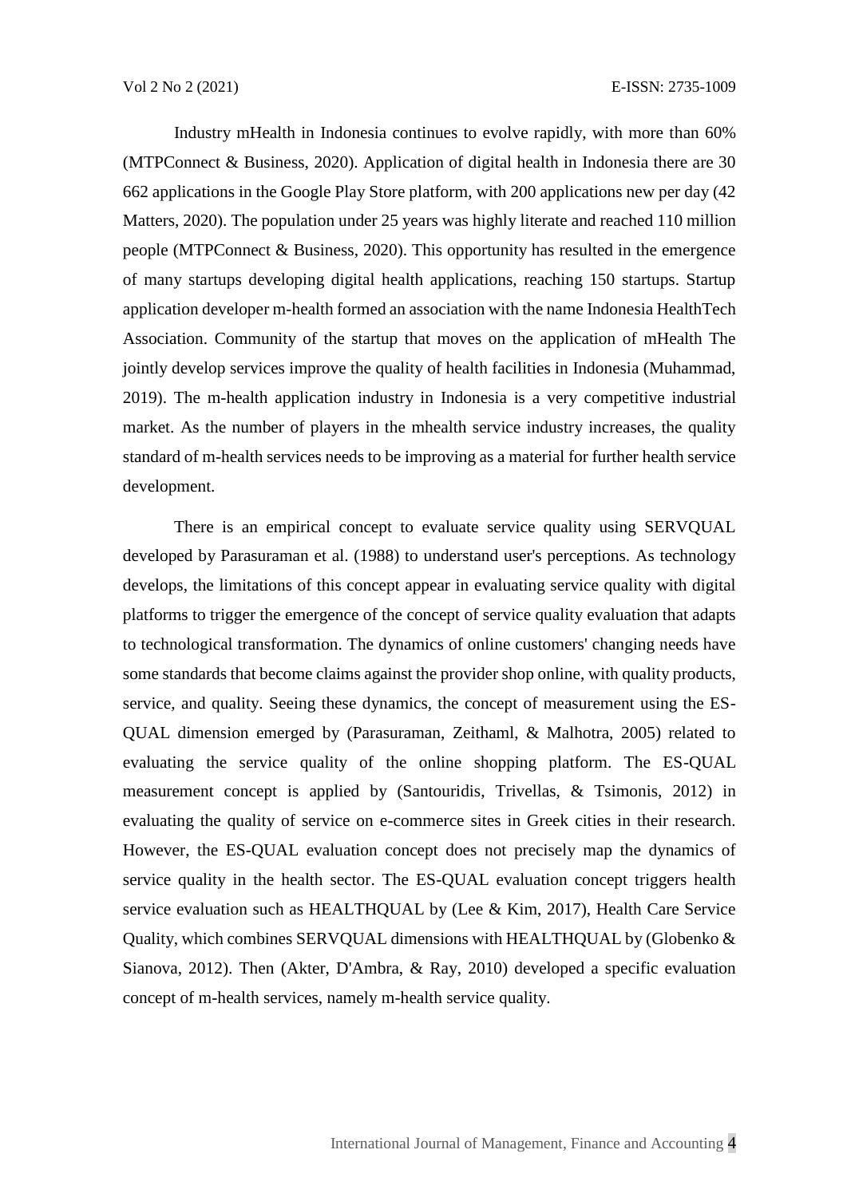Industry mHealth in Indonesia continues to evolve rapidly, with more than 60% (MTPConnect & Business, 2020). Application of digital health in Indonesia there are 30 662 applications in the Google Play Store platform, with 200 applications new per day (42 Matters, 2020). The population under 25 years was highly literate and reached 110 million people (MTPConnect & Business, 2020). This opportunity has resulted in the emergence of many startups developing digital health applications, reaching 150 startups. Startup application developer m-health formed an association with the name Indonesia HealthTech Association. Community of the startup that moves on the application of mHealth The jointly develop services improve the quality of health facilities in Indonesia (Muhammad, 2019). The m-health application industry in Indonesia is a very competitive industrial market. As the number of players in the mhealth service industry increases, the quality standard of m-health services needs to be improving as a material for further health service development.

There is an empirical concept to evaluate service quality using SERVQUAL developed by Parasuraman et al. (1988) to understand user's perceptions. As technology develops, the limitations of this concept appear in evaluating service quality with digital platforms to trigger the emergence of the concept of service quality evaluation that adapts to technological transformation. The dynamics of online customers' changing needs have some standards that become claims against the provider shop online, with quality products, service, and quality. Seeing these dynamics, the concept of measurement using the ES-QUAL dimension emerged by (Parasuraman, Zeithaml, & Malhotra, 2005) related to evaluating the service quality of the online shopping platform. The ES-QUAL measurement concept is applied by (Santouridis, Trivellas, & Tsimonis, 2012) in evaluating the quality of service on e-commerce sites in Greek cities in their research. However, the ES-QUAL evaluation concept does not precisely map the dynamics of service quality in the health sector. The ES-QUAL evaluation concept triggers health service evaluation such as HEALTHQUAL by (Lee & Kim, 2017), Health Care Service Quality, which combines SERVQUAL dimensions with HEALTHQUAL by (Globenko & Sianova, 2012). Then (Akter, D'Ambra, & Ray, 2010) developed a specific evaluation concept of m-health services, namely m-health service quality.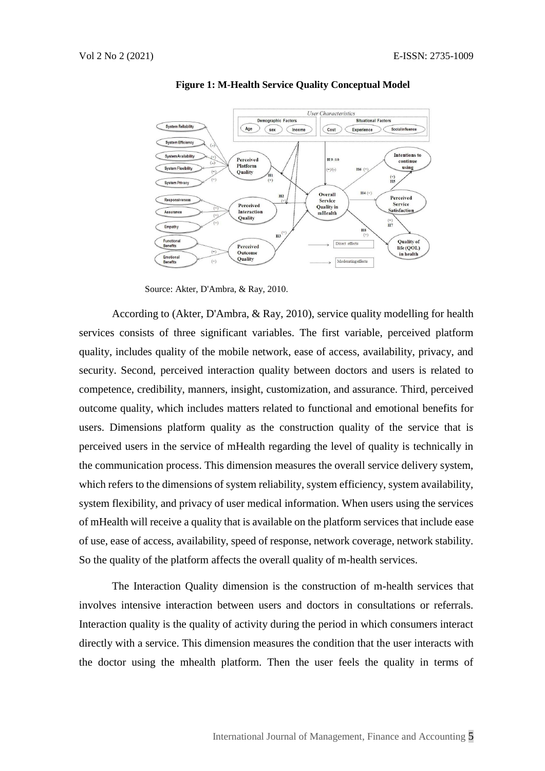**Figure 1: M-Health Service Quality Conceptual Model**

Source: Akter, D'Ambra, & Ray, 2010.

According to (Akter, D'Ambra, & Ray, 2010), service quality modelling for health services consists of three significant variables. The first variable, perceived platform quality, includes quality of the mobile network, ease of access, availability, privacy, and security. Second, perceived interaction quality between doctors and users is related to competence, credibility, manners, insight, customization, and assurance. Third, perceived outcome quality, which includes matters related to functional and emotional benefits for users. Dimensions platform quality as the construction quality of the service that is perceived users in the service of mHealth regarding the level of quality is technically in the communication process. This dimension measures the overall service delivery system, which refers to the dimensions of system reliability, system efficiency, system availability, system flexibility, and privacy of user medical information. When users using the services of mHealth will receive a quality that is available on the platform services that include ease of use, ease of access, availability, speed of response, network coverage, network stability. So the quality of the platform affects the overall quality of m-health services.

The Interaction Quality dimension is the construction of m-health services that involves intensive interaction between users and doctors in consultations or referrals. Interaction quality is the quality of activity during the period in which consumers interact directly with a service. This dimension measures the condition that the user interacts with the doctor using the mhealth platform. Then the user feels the quality in terms of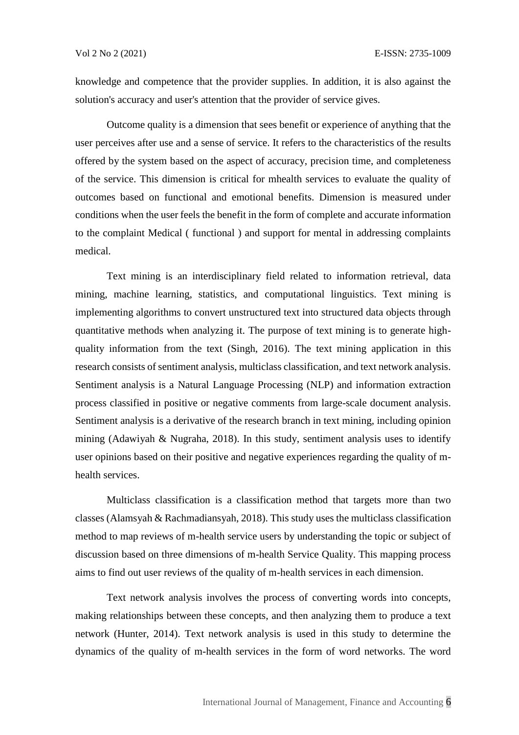knowledge and competence that the provider supplies. In addition, it is also against the solution's accuracy and user's attention that the provider of service gives.

Outcome quality is a dimension that sees benefit or experience of anything that the user perceives after use and a sense of service. It refers to the characteristics of the results offered by the system based on the aspect of accuracy, precision time, and completeness of the service. This dimension is critical for mhealth services to evaluate the quality of outcomes based on functional and emotional benefits. Dimension is measured under conditions when the user feels the benefit in the form of complete and accurate information to the complaint Medical ( functional ) and support for mental in addressing complaints medical.

Text mining is an interdisciplinary field related to information retrieval, data mining, machine learning, statistics, and computational linguistics. Text mining is implementing algorithms to convert unstructured text into structured data objects through quantitative methods when analyzing it. The purpose of text mining is to generate high-quality information from the text (Singh, 2016). The text mining application in this research consists of sentiment analysis, multiclass classification, and text network analysis. Sentiment analysis is a Natural Language Processing (NLP) and information extraction process classified in positive or negative comments from large-scale document analysis. Sentiment analysis is a derivative of the research branch in text mining, including opinion mining (Adawiyah & Nugraha, 2018). In this study, sentiment analysis uses to identify user opinions based on their positive and negative experiences regarding the quality of m-health services.

Multiclass classification is a classification method that targets more than two classes (Alamsyah & Rachmadiansyah, 2018). This study uses the multiclass classification method to map reviews of m-health service users by understanding the topic or subject of discussion based on three dimensions of m-health Service Quality. This mapping process aims to find out user reviews of the quality of m-health services in each dimension.

Text network analysis involves the process of converting words into concepts, making relationships between these concepts, and then analyzing them to produce a text network (Hunter, 2014). Text network analysis is used in this study to determine the dynamics of the quality of m-health services in the form of word networks. The word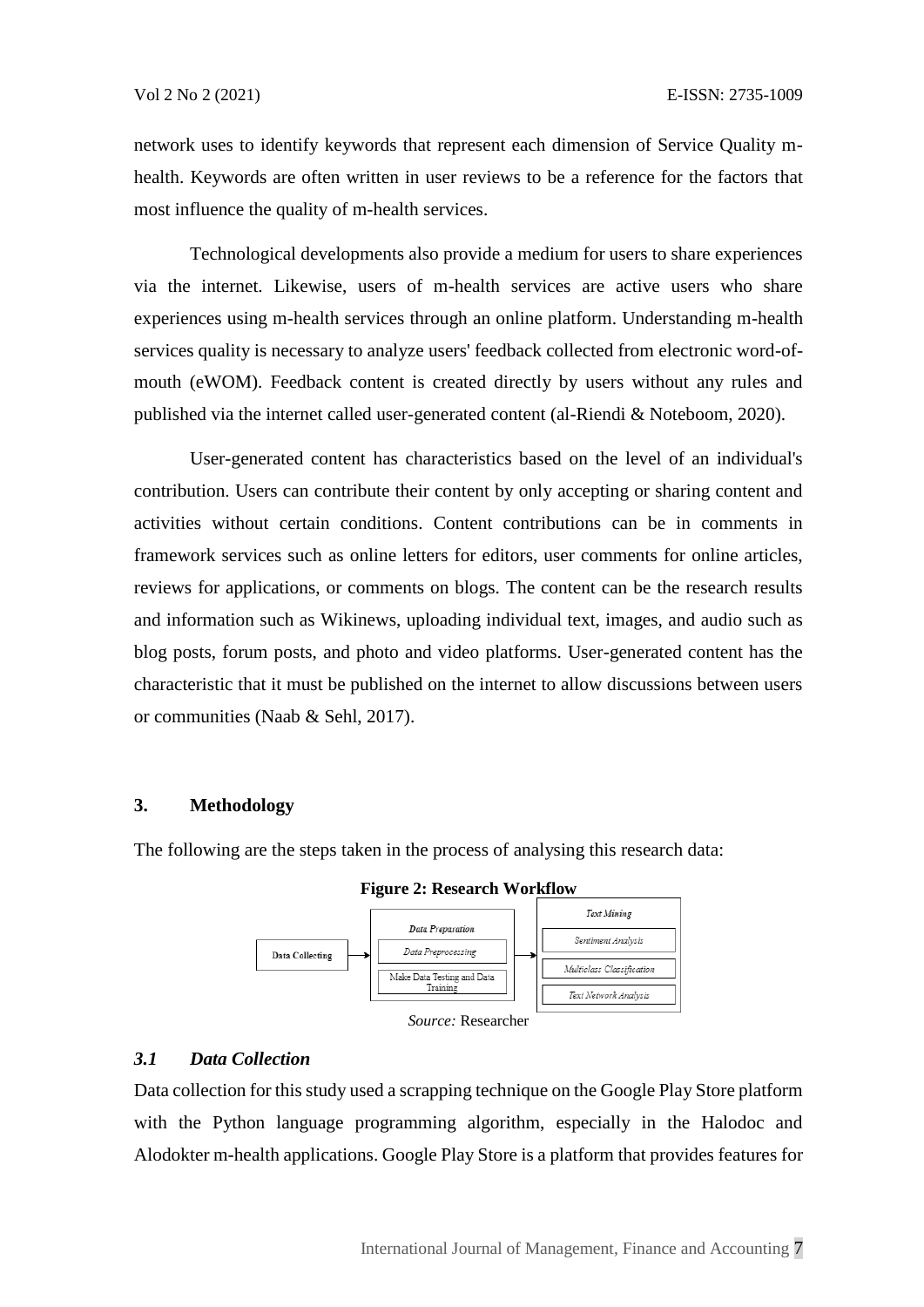network uses to identify keywords that represent each dimension of Service Quality m-health. Keywords are often written in user reviews to be a reference for the factors that most influence the quality of m-health services.

Technological developments also provide a medium for users to share experiences via the internet. Likewise, users of m-health services are active users who share experiences using m-health services through an online platform. Understanding m-health services quality is necessary to analyze users' feedback collected from electronic word-of-mouth (eWOM). Feedback content is created directly by users without any rules and published via the internet called user-generated content (al-Riendi & Noteboom, 2020).

User-generated content has characteristics based on the level of an individual's contribution. Users can contribute their content by only accepting or sharing content and activities without certain conditions. Content contributions can be in comments in framework services such as online letters for editors, user comments for online articles, reviews for applications, or comments on blogs. The content can be the research results and information such as Wikinews, uploading individual text, images, and audio such as blog posts, forum posts, and photo and video platforms. User-generated content has the characteristic that it must be published on the internet to allow discussions between users or communities (Naab & Sehl, 2017).

## 3. Methodology

The following are the steps taken in the process of analysing this research data:

**Figure 2: Research Workflow**

Data Collecting → *Data Preparation* (*Data Preprocessing*; Make Data Testing and Data Training) → *Text Mining* (*Sentiment Analysis*; *Multiclass Classification*; *Text Network Analysis*)

*Source:* Researcher

### *3.1 Data Collection*

Data collection for this study used a scrapping technique on the Google Play Store platform with the Python language programming algorithm, especially in the Halodoc and Alodokter m-health applications. Google Play Store is a platform that provides features for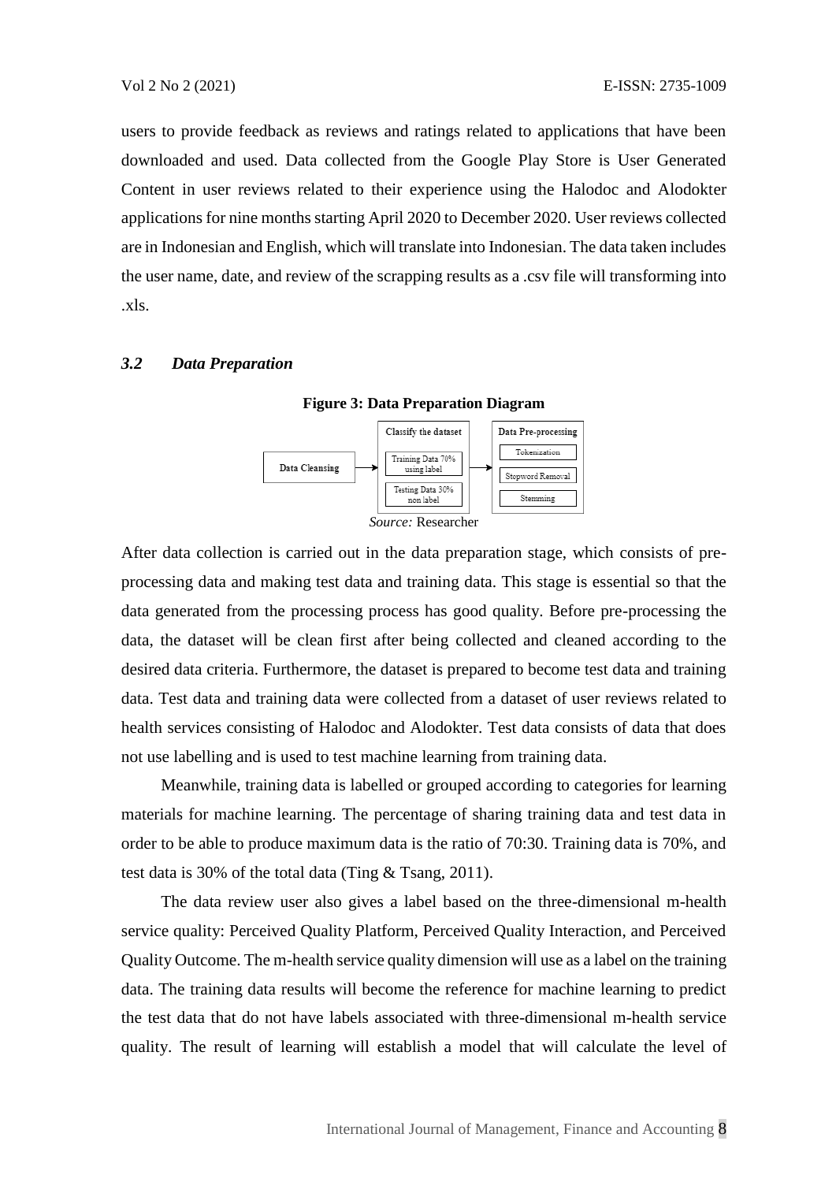users to provide feedback as reviews and ratings related to applications that have been downloaded and used. Data collected from the Google Play Store is User Generated Content in user reviews related to their experience using the Halodoc and Alodokter applications for nine months starting April 2020 to December 2020. User reviews collected are in Indonesian and English, which will translate into Indonesian. The data taken includes the user name, date, and review of the scrapping results as a .csv file will transforming into .xls.

### *3.2 Data Preparation*

**Figure 3: Data Preparation Diagram**

Data Cleansing → Classify the dataset (Training Data 70% using label; Testing Data 30% non label) → Data Pre-processing (Tokenization; Stopword Removal; Stemming)

*Source:* Researcher

After data collection is carried out in the data preparation stage, which consists of pre-processing data and making test data and training data. This stage is essential so that the data generated from the processing process has good quality. Before pre-processing the data, the dataset will be clean first after being collected and cleaned according to the desired data criteria. Furthermore, the dataset is prepared to become test data and training data. Test data and training data were collected from a dataset of user reviews related to health services consisting of Halodoc and Alodokter. Test data consists of data that does not use labelling and is used to test machine learning from training data.

Meanwhile, training data is labelled or grouped according to categories for learning materials for machine learning. The percentage of sharing training data and test data in order to be able to produce maximum data is the ratio of 70:30. Training data is 70%, and test data is 30% of the total data (Ting & Tsang, 2011).

The data review user also gives a label based on the three-dimensional m-health service quality: Perceived Quality Platform, Perceived Quality Interaction, and Perceived Quality Outcome. The m-health service quality dimension will use as a label on the training data. The training data results will become the reference for machine learning to predict the test data that do not have labels associated with three-dimensional m-health service quality. The result of learning will establish a model that will calculate the level of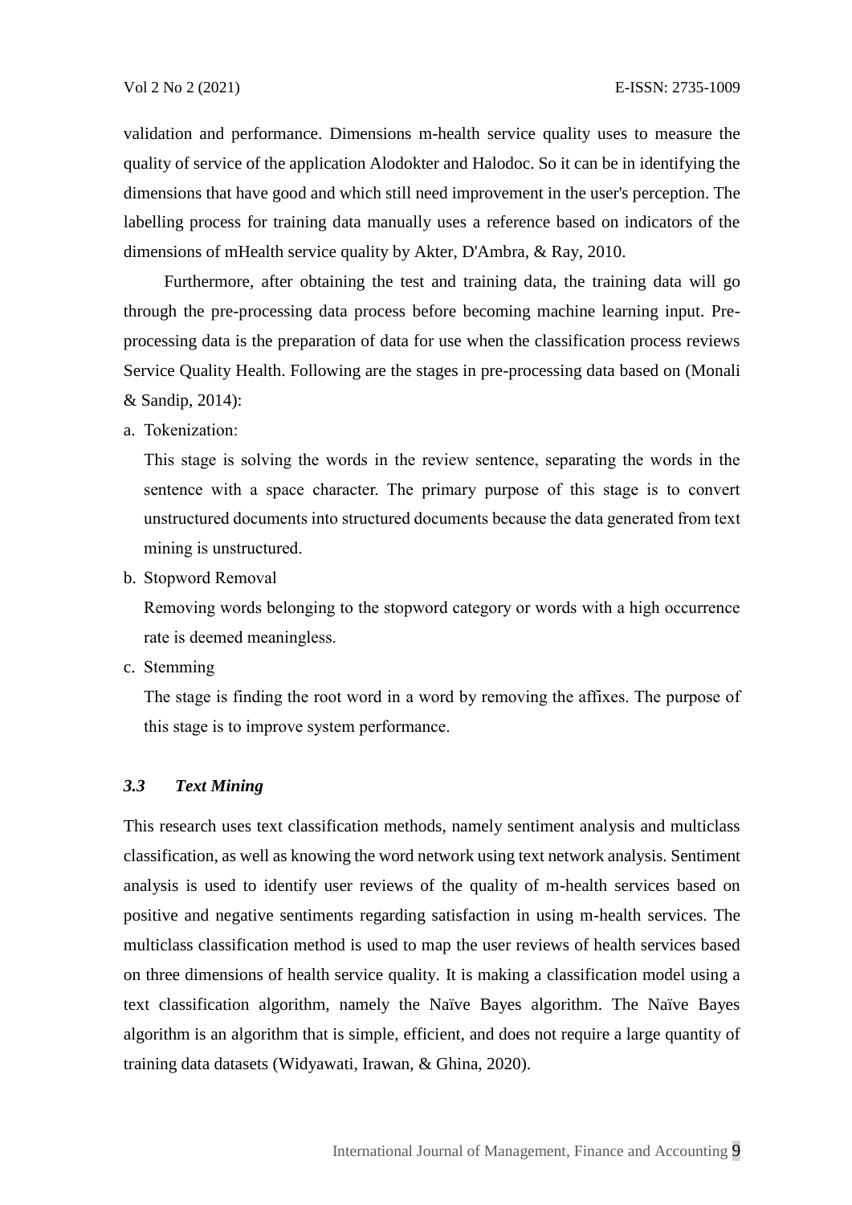validation and performance. Dimensions m-health service quality uses to measure the quality of service of the application Alodokter and Halodoc. So it can be in identifying the dimensions that have good and which still need improvement in the user's perception. The labelling process for training data manually uses a reference based on indicators of the dimensions of mHealth service quality by Akter, D'Ambra, & Ray, 2010.

Furthermore, after obtaining the test and training data, the training data will go through the pre-processing data process before becoming machine learning input. Pre-processing data is the preparation of data for use when the classification process reviews Service Quality Health. Following are the stages in pre-processing data based on (Monali & Sandip, 2014):

a. Tokenization:

   This stage is solving the words in the review sentence, separating the words in the sentence with a space character. The primary purpose of this stage is to convert unstructured documents into structured documents because the data generated from text mining is unstructured.

b. Stopword Removal

   Removing words belonging to the stopword category or words with a high occurrence rate is deemed meaningless.

c. Stemming

   The stage is finding the root word in a word by removing the affixes. The purpose of this stage is to improve system performance.

### *3.3 Text Mining*

This research uses text classification methods, namely sentiment analysis and multiclass classification, as well as knowing the word network using text network analysis. Sentiment analysis is used to identify user reviews of the quality of m-health services based on positive and negative sentiments regarding satisfaction in using m-health services. The multiclass classification method is used to map the user reviews of health services based on three dimensions of health service quality. It is making a classification model using a text classification algorithm, namely the Naïve Bayes algorithm. The Naïve Bayes algorithm is an algorithm that is simple, efficient, and does not require a large quantity of training data datasets (Widyawati, Irawan, & Ghina, 2020).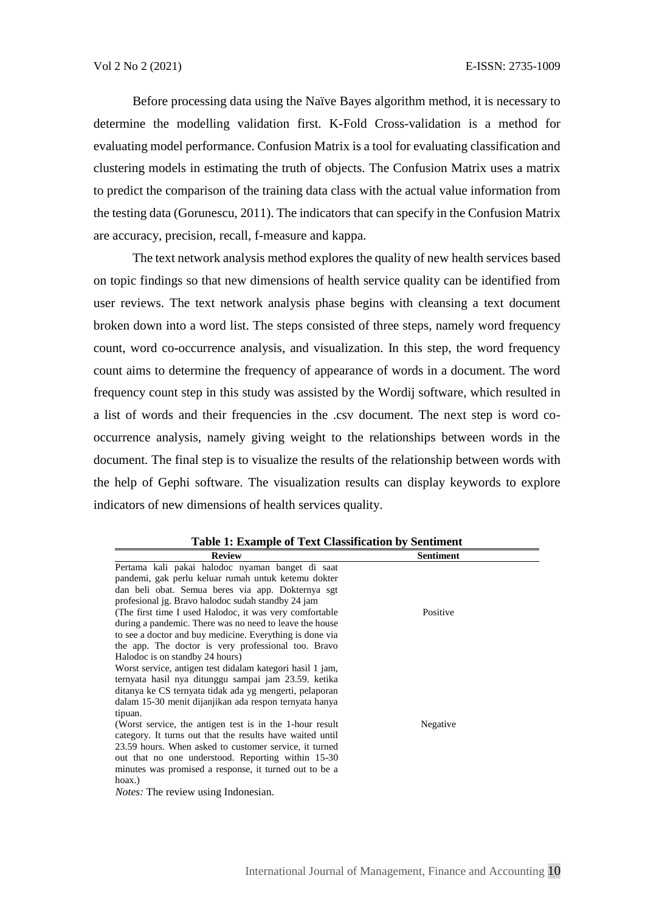Before processing data using the Naïve Bayes algorithm method, it is necessary to determine the modelling validation first. K-Fold Cross-validation is a method for evaluating model performance. Confusion Matrix is a tool for evaluating classification and clustering models in estimating the truth of objects. The Confusion Matrix uses a matrix to predict the comparison of the training data class with the actual value information from the testing data (Gorunescu, 2011). The indicators that can specify in the Confusion Matrix are accuracy, precision, recall, f-measure and kappa.

The text network analysis method explores the quality of new health services based on topic findings so that new dimensions of health service quality can be identified from user reviews. The text network analysis phase begins with cleansing a text document broken down into a word list. The steps consisted of three steps, namely word frequency count, word co-occurrence analysis, and visualization. In this step, the word frequency count aims to determine the frequency of appearance of words in a document. The word frequency count step in this study was assisted by the Wordij software, which resulted in a list of words and their frequencies in the .csv document. The next step is word co-occurrence analysis, namely giving weight to the relationships between words in the document. The final step is to visualize the results of the relationship between words with the help of Gephi software. The visualization results can display keywords to explore indicators of new dimensions of health services quality.

**Table 1: Example of Text Classification by Sentiment**

| Review | Sentiment |
|---|---|
| Pertama kali pakai halodoc nyaman banget di saat pandemi, gak perlu keluar rumah untuk ketemu dokter dan beli obat. Semua beres via app. Dokternya sgt profesional jg. Bravo halodoc sudah standby 24 jam (The first time I used Halodoc, it was very comfortable during a pandemic. There was no need to leave the house to see a doctor and buy medicine. Everything is done via the app. The doctor is very professional too. Bravo Halodoc is on standby 24 hours) | Positive |
| Worst service, antigen test didalam kategori hasil 1 jam, ternyata hasil nya ditunggu sampai jam 23.59. ketika ditanya ke CS ternyata tidak ada yg mengerti, pelaporan dalam 15-30 menit dijanjikan ada respon ternyata hanya tipuan. (Worst service, the antigen test is in the 1-hour result category. It turns out that the results have waited until 23.59 hours. When asked to customer service, it turned out that no one understood. Reporting within 15-30 minutes was promised a response, it turned out to be a hoax.) | Negative |

*Notes:* The review using Indonesian.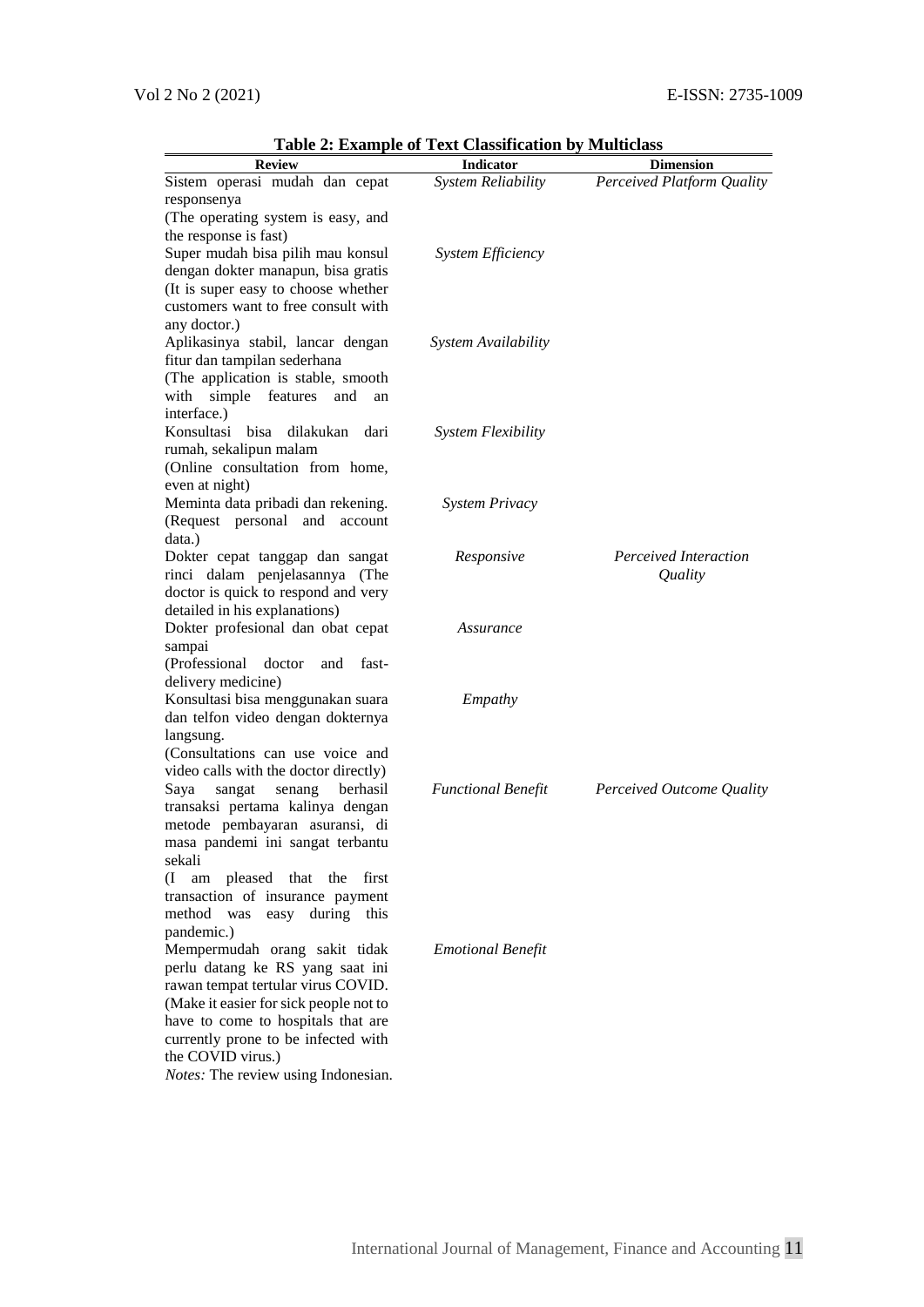**Table 2: Example of Text Classification by Multiclass**

| Review | Indicator | Dimension |
|---|---|---|
| Sistem operasi mudah dan cepat responsenya (The operating system is easy, and the response is fast) | *System Reliability* | *Perceived Platform Quality* |
| Super mudah bisa pilih mau konsul dengan dokter manapun, bisa gratis (It is super easy to choose whether customers want to free consult with any doctor.) | *System Efficiency* | |
| Aplikasinya stabil, lancar dengan fitur dan tampilan sederhana (The application is stable, smooth with simple features and an interface.) | *System Availability* | |
| Konsultasi bisa dilakukan dari rumah, sekalipun malam (Online consultation from home, even at night) | *System Flexibility* | |
| Meminta data pribadi dan rekening. (Request personal and account data.) | *System Privacy* | |
| Dokter cepat tanggap dan sangat rinci dalam penjelasannya (The doctor is quick to respond and very detailed in his explanations) | *Responsive* | *Perceived Interaction Quality* |
| Dokter profesional dan obat cepat sampai (Professional doctor and fast-delivery medicine) | *Assurance* | |
| Konsultasi bisa menggunakan suara dan telfon video dengan dokternya langsung. (Consultations can use voice and video calls with the doctor directly) | *Empathy* | |
| Saya sangat senang berhasil transaksi pertama kalinya dengan metode pembayaran asuransi, di masa pandemi ini sangat terbantu sekali (I am pleased that the first transaction of insurance payment method was easy during this pandemic.) | *Functional Benefit* | *Perceived Outcome Quality* |
| Mempermudah orang sakit tidak perlu datang ke RS yang saat ini rawan tempat tertular virus COVID. (Make it easier for sick people not to have to come to hospitals that are currently prone to be infected with the COVID virus.) | *Emotional Benefit* | |

*Notes:* The review using Indonesian.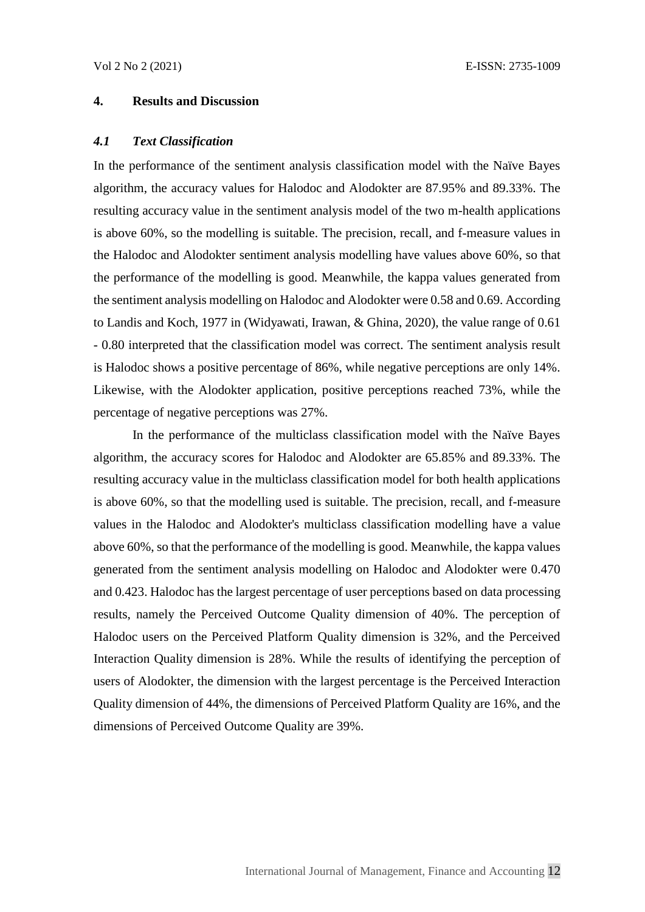## 4. Results and Discussion

### *4.1 Text Classification*

In the performance of the sentiment analysis classification model with the Naïve Bayes algorithm, the accuracy values for Halodoc and Alodokter are 87.95% and 89.33%. The resulting accuracy value in the sentiment analysis model of the two m-health applications is above 60%, so the modelling is suitable. The precision, recall, and f-measure values in the Halodoc and Alodokter sentiment analysis modelling have values above 60%, so that the performance of the modelling is good. Meanwhile, the kappa values generated from the sentiment analysis modelling on Halodoc and Alodokter were 0.58 and 0.69. According to Landis and Koch, 1977 in (Widyawati, Irawan, & Ghina, 2020), the value range of 0.61 - 0.80 interpreted that the classification model was correct. The sentiment analysis result is Halodoc shows a positive percentage of 86%, while negative perceptions are only 14%. Likewise, with the Alodokter application, positive perceptions reached 73%, while the percentage of negative perceptions was 27%.

In the performance of the multiclass classification model with the Naïve Bayes algorithm, the accuracy scores for Halodoc and Alodokter are 65.85% and 89.33%. The resulting accuracy value in the multiclass classification model for both health applications is above 60%, so that the modelling used is suitable. The precision, recall, and f-measure values in the Halodoc and Alodokter's multiclass classification modelling have a value above 60%, so that the performance of the modelling is good. Meanwhile, the kappa values generated from the sentiment analysis modelling on Halodoc and Alodokter were 0.470 and 0.423. Halodoc has the largest percentage of user perceptions based on data processing results, namely the Perceived Outcome Quality dimension of 40%. The perception of Halodoc users on the Perceived Platform Quality dimension is 32%, and the Perceived Interaction Quality dimension is 28%. While the results of identifying the perception of users of Alodokter, the dimension with the largest percentage is the Perceived Interaction Quality dimension of 44%, the dimensions of Perceived Platform Quality are 16%, and the dimensions of Perceived Outcome Quality are 39%.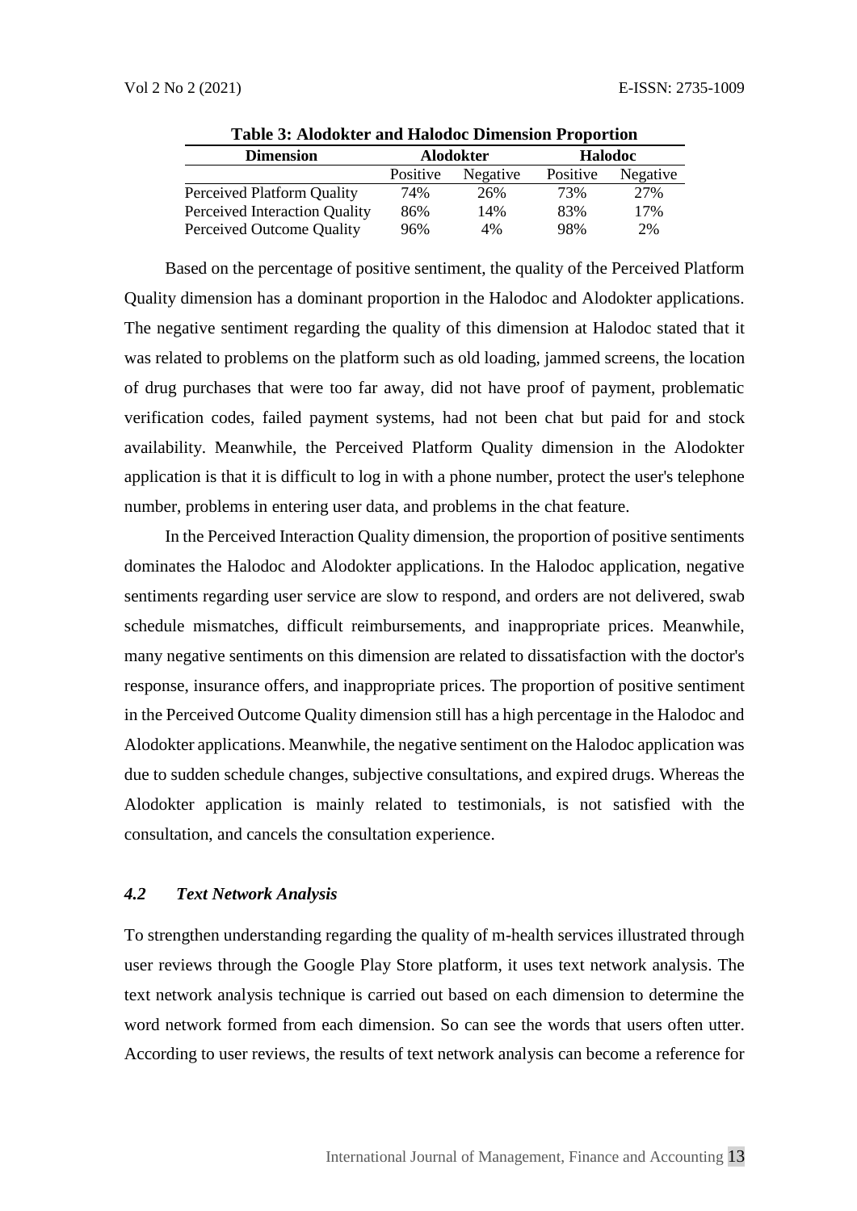**Table 3: Alodokter and Halodoc Dimension Proportion**

| Dimension | Alodokter | | Halodoc | |
|---|---|---|---|---|
| | Positive | Negative | Positive | Negative |
| Perceived Platform Quality | 74% | 26% | 73% | 27% |
| Perceived Interaction Quality | 86% | 14% | 83% | 17% |
| Perceived Outcome Quality | 96% | 4% | 98% | 2% |

Based on the percentage of positive sentiment, the quality of the Perceived Platform Quality dimension has a dominant proportion in the Halodoc and Alodokter applications. The negative sentiment regarding the quality of this dimension at Halodoc stated that it was related to problems on the platform such as old loading, jammed screens, the location of drug purchases that were too far away, did not have proof of payment, problematic verification codes, failed payment systems, had not been chat but paid for and stock availability. Meanwhile, the Perceived Platform Quality dimension in the Alodokter application is that it is difficult to log in with a phone number, protect the user's telephone number, problems in entering user data, and problems in the chat feature.

In the Perceived Interaction Quality dimension, the proportion of positive sentiments dominates the Halodoc and Alodokter applications. In the Halodoc application, negative sentiments regarding user service are slow to respond, and orders are not delivered, swab schedule mismatches, difficult reimbursements, and inappropriate prices. Meanwhile, many negative sentiments on this dimension are related to dissatisfaction with the doctor's response, insurance offers, and inappropriate prices. The proportion of positive sentiment in the Perceived Outcome Quality dimension still has a high percentage in the Halodoc and Alodokter applications. Meanwhile, the negative sentiment on the Halodoc application was due to sudden schedule changes, subjective consultations, and expired drugs. Whereas the Alodokter application is mainly related to testimonials, is not satisfied with the consultation, and cancels the consultation experience.

### *4.2 Text Network Analysis*

To strengthen understanding regarding the quality of m-health services illustrated through user reviews through the Google Play Store platform, it uses text network analysis. The text network analysis technique is carried out based on each dimension to determine the word network formed from each dimension. So can see the words that users often utter. According to user reviews, the results of text network analysis can become a reference for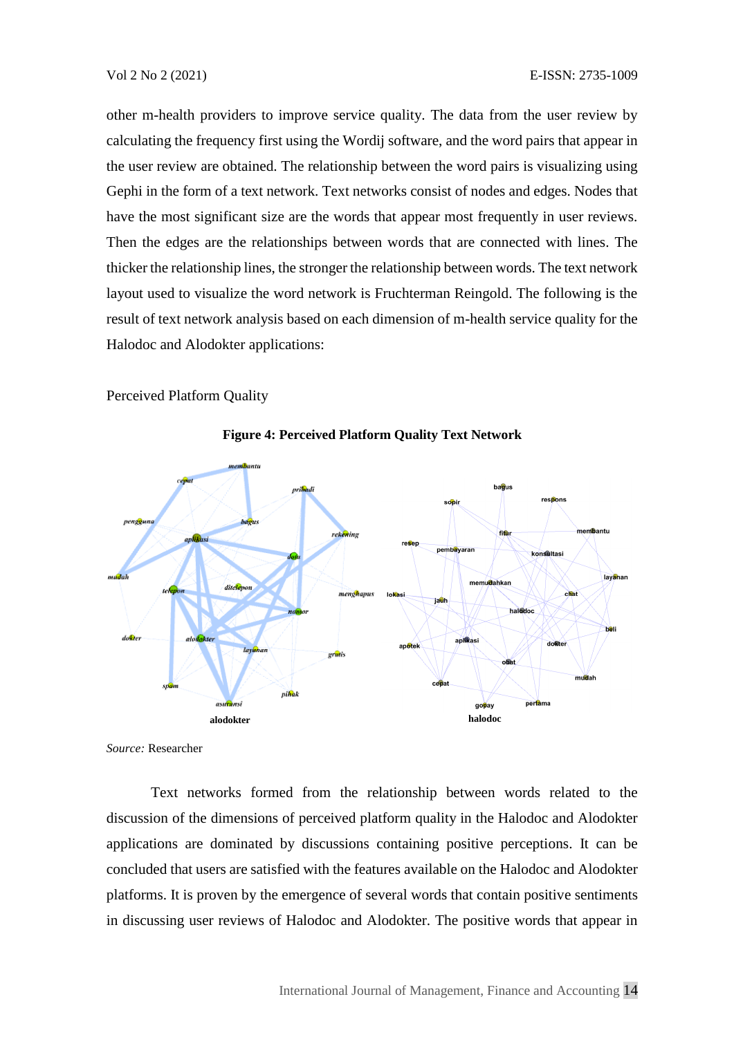other m-health providers to improve service quality. The data from the user review by calculating the frequency first using the Wordij software, and the word pairs that appear in the user review are obtained. The relationship between the word pairs is visualizing using Gephi in the form of a text network. Text networks consist of nodes and edges. Nodes that have the most significant size are the words that appear most frequently in user reviews. Then the edges are the relationships between words that are connected with lines. The thicker the relationship lines, the stronger the relationship between words. The text network layout used to visualize the word network is Fruchterman Reingold. The following is the result of text network analysis based on each dimension of m-health service quality for the Halodoc and Alodokter applications:

Perceived Platform Quality

**Figure 4: Perceived Platform Quality Text Network**

*Source:* Researcher

Text networks formed from the relationship between words related to the discussion of the dimensions of perceived platform quality in the Halodoc and Alodokter applications are dominated by discussions containing positive perceptions. It can be concluded that users are satisfied with the features available on the Halodoc and Alodokter platforms. It is proven by the emergence of several words that contain positive sentiments in discussing user reviews of Halodoc and Alodokter. The positive words that appear in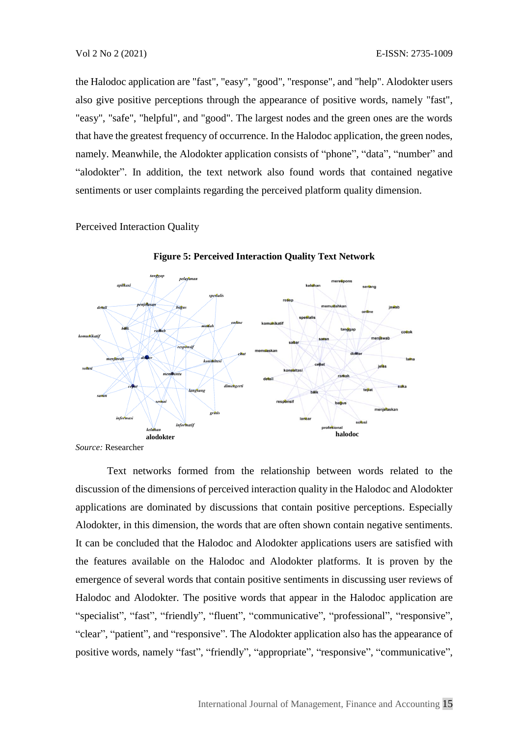the Halodoc application are "fast", "easy", "good", "response", and "help". Alodokter users also give positive perceptions through the appearance of positive words, namely "fast", "easy", "safe", "helpful", and "good". The largest nodes and the green ones are the words that have the greatest frequency of occurrence. In the Halodoc application, the green nodes, namely. Meanwhile, the Alodokter application consists of "phone", "data", "number" and "alodokter". In addition, the text network also found words that contained negative sentiments or user complaints regarding the perceived platform quality dimension.

Perceived Interaction Quality

**Figure 5: Perceived Interaction Quality Text Network**

*Source:* Researcher

Text networks formed from the relationship between words related to the discussion of the dimensions of perceived interaction quality in the Halodoc and Alodokter applications are dominated by discussions that contain positive perceptions. Especially Alodokter, in this dimension, the words that are often shown contain negative sentiments. It can be concluded that the Halodoc and Alodokter applications users are satisfied with the features available on the Halodoc and Alodokter platforms. It is proven by the emergence of several words that contain positive sentiments in discussing user reviews of Halodoc and Alodokter. The positive words that appear in the Halodoc application are "specialist", "fast", "friendly", "fluent", "communicative", "professional", "responsive", "clear", "patient", and "responsive". The Alodokter application also has the appearance of positive words, namely "fast", "friendly", "appropriate", "responsive", "communicative",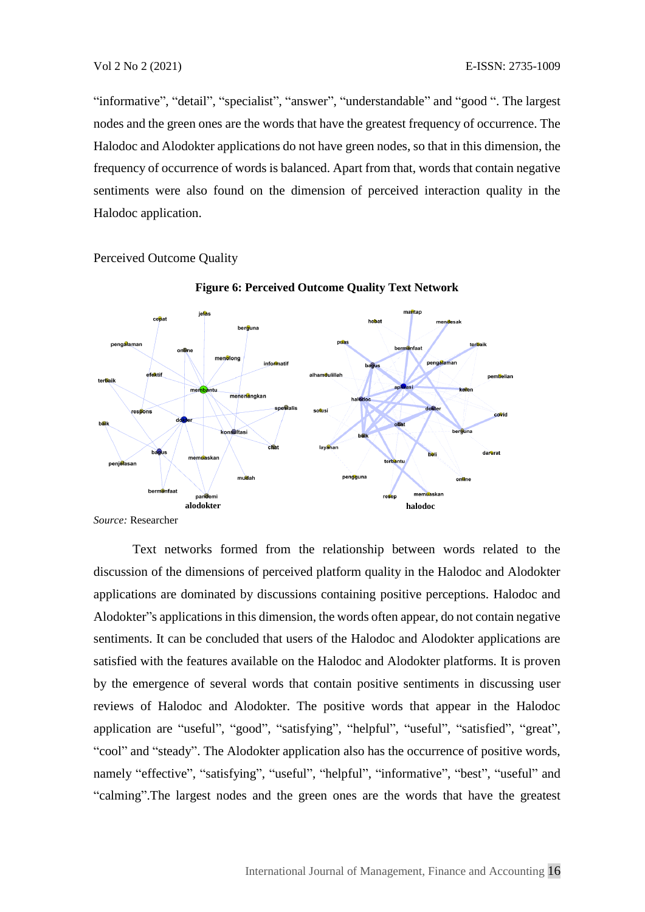“informative”, “detail”, “specialist”, “answer”, “understandable” and “good “. The largest nodes and the green ones are the words that have the greatest frequency of occurrence. The Halodoc and Alodokter applications do not have green nodes, so that in this dimension, the frequency of occurrence of words is balanced. Apart from that, words that contain negative sentiments were also found on the dimension of perceived interaction quality in the Halodoc application.

## Perceived Outcome Quality

**Figure 6: Perceived Outcome Quality Text Network**

*Source:* Researcher

Text networks formed from the relationship between words related to the discussion of the dimensions of perceived platform quality in the Halodoc and Alodokter applications are dominated by discussions containing positive perceptions. Halodoc and Alodokter”s applications in this dimension, the words often appear, do not contain negative sentiments. It can be concluded that users of the Halodoc and Alodokter applications are satisfied with the features available on the Halodoc and Alodokter platforms. It is proven by the emergence of several words that contain positive sentiments in discussing user reviews of Halodoc and Alodokter. The positive words that appear in the Halodoc application are “useful”, “good”, “satisfying”, “helpful”, “useful”, “satisfied”, “great”, “cool” and “steady”. The Alodokter application also has the occurrence of positive words, namely “effective”, “satisfying”, “useful”, “helpful”, “informative”, “best”, “useful” and “calming”.The largest nodes and the green ones are the words that have the greatest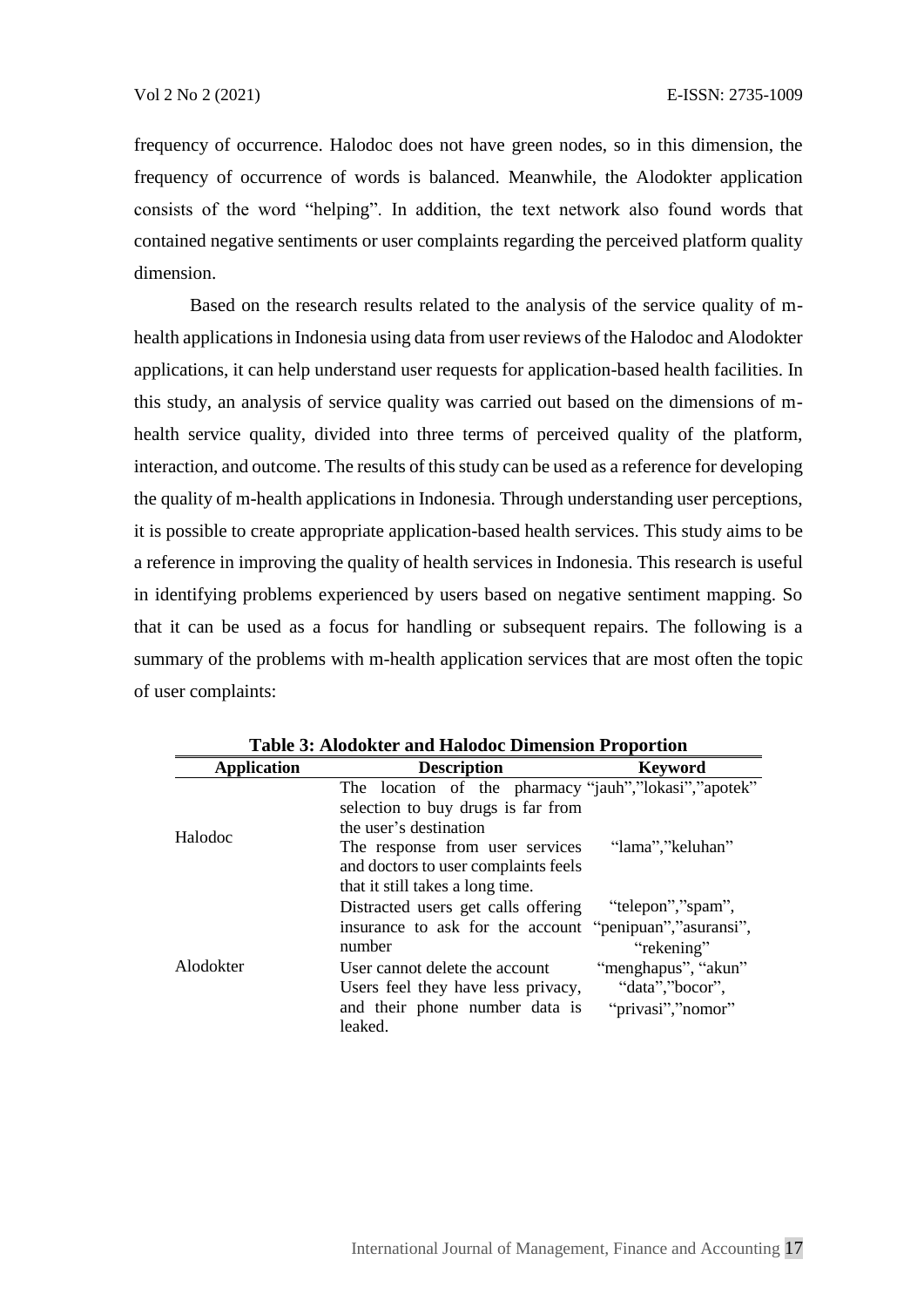frequency of occurrence. Halodoc does not have green nodes, so in this dimension, the frequency of occurrence of words is balanced. Meanwhile, the Alodokter application consists of the word "helping". In addition, the text network also found words that contained negative sentiments or user complaints regarding the perceived platform quality dimension.

Based on the research results related to the analysis of the service quality of m-health applications in Indonesia using data from user reviews of the Halodoc and Alodokter applications, it can help understand user requests for application-based health facilities. In this study, an analysis of service quality was carried out based on the dimensions of m-health service quality, divided into three terms of perceived quality of the platform, interaction, and outcome. The results of this study can be used as a reference for developing the quality of m-health applications in Indonesia. Through understanding user perceptions, it is possible to create appropriate application-based health services. This study aims to be a reference in improving the quality of health services in Indonesia. This research is useful in identifying problems experienced by users based on negative sentiment mapping. So that it can be used as a focus for handling or subsequent repairs. The following is a summary of the problems with m-health application services that are most often the topic of user complaints:

**Table 3: Alodokter and Halodoc Dimension Proportion**

| Application | Description | Keyword |
|---|---|---|
| Halodoc | The location of the pharmacy selection to buy drugs is far from the user's destination | "jauh","lokasi","apotek" |
| | The response from user services and doctors to user complaints feels that it still takes a long time. | "lama","keluhan" |
| Alodokter | Distracted users get calls offering insurance to ask for the account number | "telepon","spam", "penipuan","asuransi", "rekening" |
| | User cannot delete the account | "menghapus", "akun" |
| | Users feel they have less privacy, and their phone number data is leaked. | "data","bocor", "privasi","nomor" |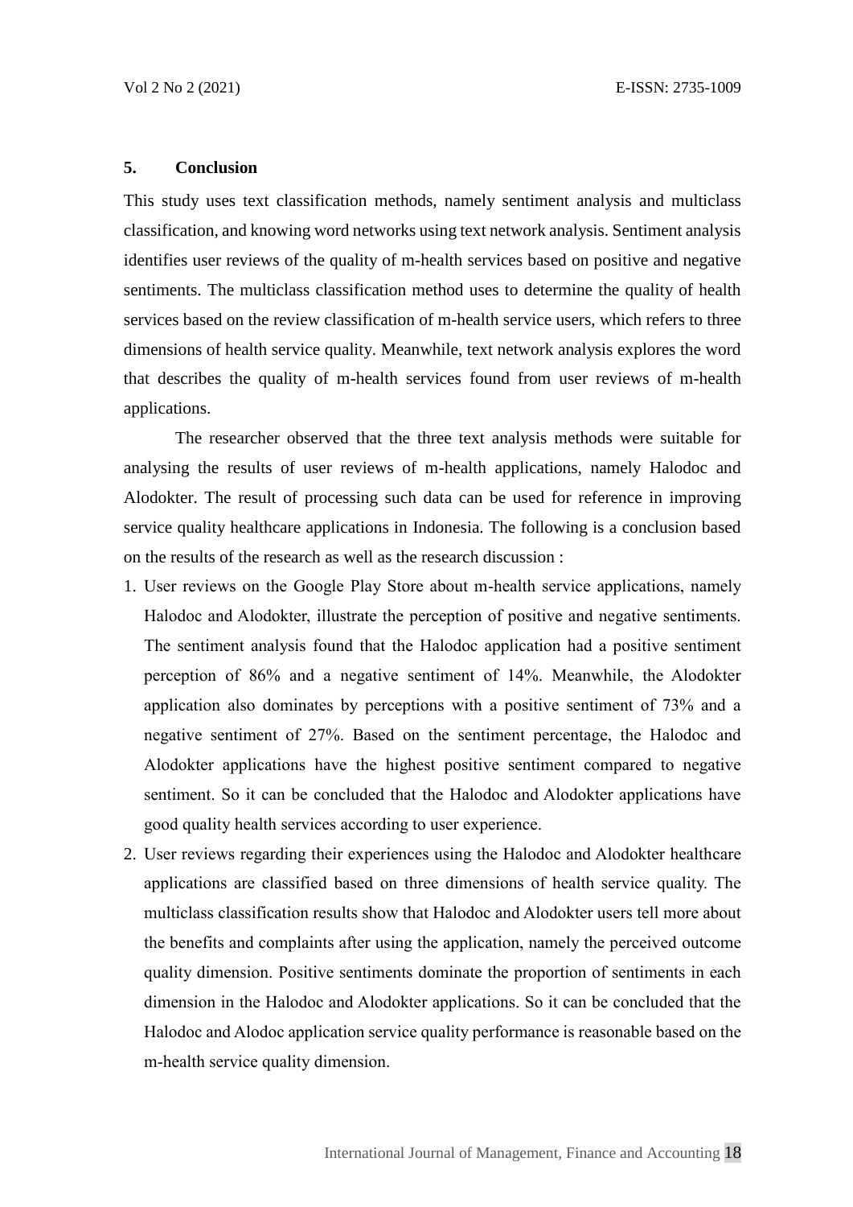## 5. Conclusion

This study uses text classification methods, namely sentiment analysis and multiclass classification, and knowing word networks using text network analysis. Sentiment analysis identifies user reviews of the quality of m-health services based on positive and negative sentiments. The multiclass classification method uses to determine the quality of health services based on the review classification of m-health service users, which refers to three dimensions of health service quality. Meanwhile, text network analysis explores the word that describes the quality of m-health services found from user reviews of m-health applications.

The researcher observed that the three text analysis methods were suitable for analysing the results of user reviews of m-health applications, namely Halodoc and Alodokter. The result of processing such data can be used for reference in improving service quality healthcare applications in Indonesia. The following is a conclusion based on the results of the research as well as the research discussion :

1. User reviews on the Google Play Store about m-health service applications, namely Halodoc and Alodokter, illustrate the perception of positive and negative sentiments. The sentiment analysis found that the Halodoc application had a positive sentiment perception of 86% and a negative sentiment of 14%. Meanwhile, the Alodokter application also dominates by perceptions with a positive sentiment of 73% and a negative sentiment of 27%. Based on the sentiment percentage, the Halodoc and Alodokter applications have the highest positive sentiment compared to negative sentiment. So it can be concluded that the Halodoc and Alodokter applications have good quality health services according to user experience.
2. User reviews regarding their experiences using the Halodoc and Alodokter healthcare applications are classified based on three dimensions of health service quality. The multiclass classification results show that Halodoc and Alodokter users tell more about the benefits and complaints after using the application, namely the perceived outcome quality dimension. Positive sentiments dominate the proportion of sentiments in each dimension in the Halodoc and Alodokter applications. So it can be concluded that the Halodoc and Alodoc application service quality performance is reasonable based on the m-health service quality dimension.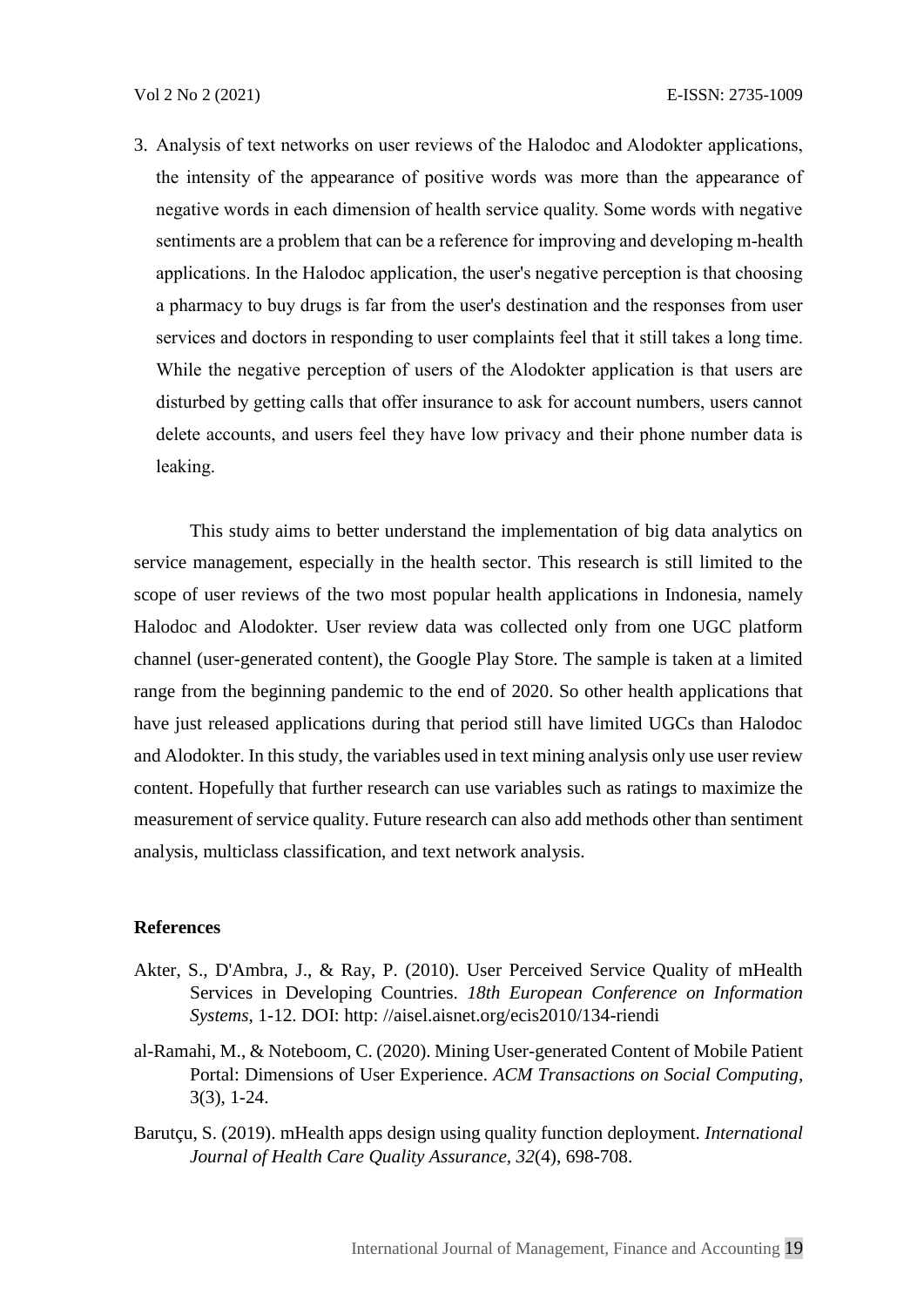3. Analysis of text networks on user reviews of the Halodoc and Alodokter applications, the intensity of the appearance of positive words was more than the appearance of negative words in each dimension of health service quality. Some words with negative sentiments are a problem that can be a reference for improving and developing m-health applications. In the Halodoc application, the user's negative perception is that choosing a pharmacy to buy drugs is far from the user's destination and the responses from user services and doctors in responding to user complaints feel that it still takes a long time. While the negative perception of users of the Alodokter application is that users are disturbed by getting calls that offer insurance to ask for account numbers, users cannot delete accounts, and users feel they have low privacy and their phone number data is leaking.

This study aims to better understand the implementation of big data analytics on service management, especially in the health sector. This research is still limited to the scope of user reviews of the two most popular health applications in Indonesia, namely Halodoc and Alodokter. User review data was collected only from one UGC platform channel (user-generated content), the Google Play Store. The sample is taken at a limited range from the beginning pandemic to the end of 2020. So other health applications that have just released applications during that period still have limited UGCs than Halodoc and Alodokter. In this study, the variables used in text mining analysis only use user review content. Hopefully that further research can use variables such as ratings to maximize the measurement of service quality. Future research can also add methods other than sentiment analysis, multiclass classification, and text network analysis.

**References**

Akter, S., D'Ambra, J., & Ray, P. (2010). User Perceived Service Quality of mHealth Services in Developing Countries. *18th European Conference on Information Systems*, 1-12. DOI: http: //aisel.aisnet.org/ecis2010/134-riendi

al-Ramahi, M., & Noteboom, C. (2020). Mining User-generated Content of Mobile Patient Portal: Dimensions of User Experience. *ACM Transactions on Social Computing*, 3(3), 1-24.

Barutçu, S. (2019). mHealth apps design using quality function deployment. *International Journal of Health Care Quality Assurance, 32*(4), 698-708.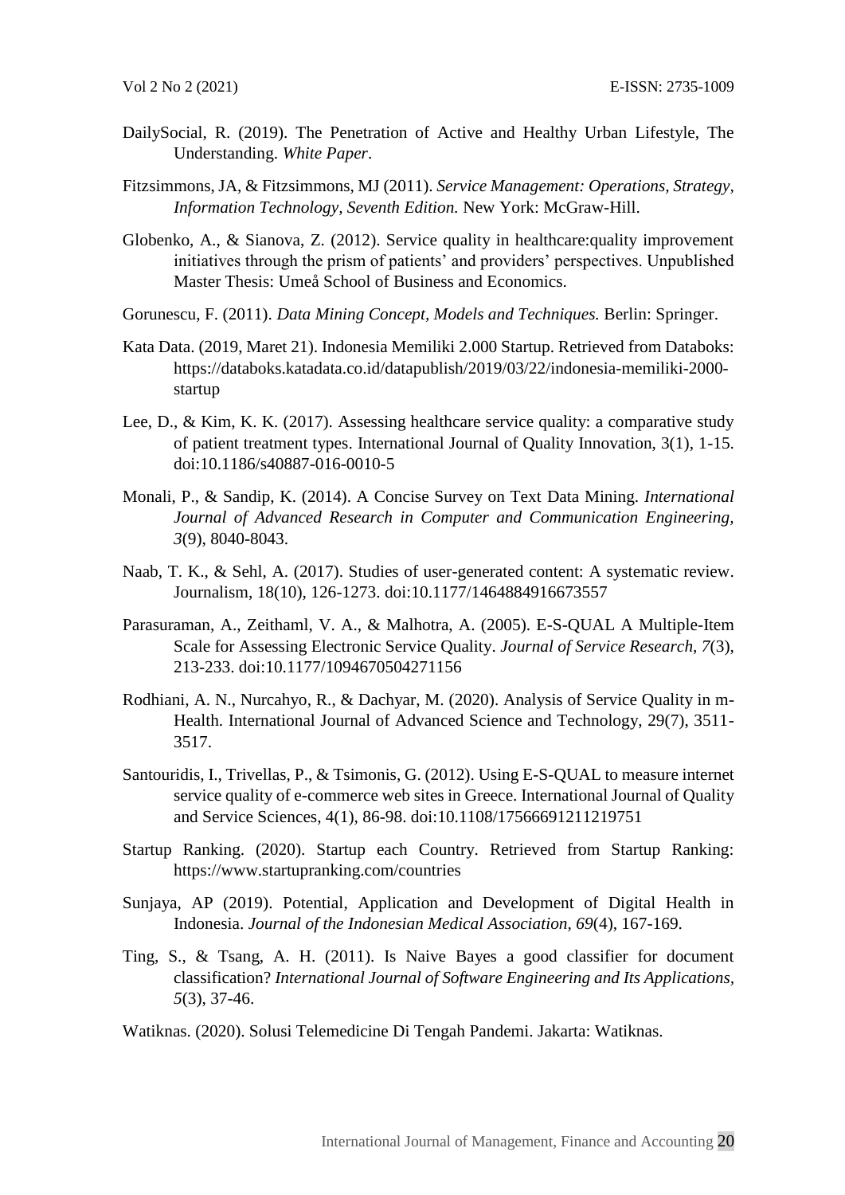DailySocial, R. (2019). The Penetration of Active and Healthy Urban Lifestyle, The Understanding. *White Paper*.

Fitzsimmons, JA, & Fitzsimmons, MJ (2011). *Service Management: Operations, Strategy, Information Technology, Seventh Edition.* New York: McGraw-Hill.

Globenko, A., & Sianova, Z. (2012). Service quality in healthcare:quality improvement initiatives through the prism of patients' and providers' perspectives. Unpublished Master Thesis: Umeå School of Business and Economics.

Gorunescu, F. (2011). *Data Mining Concept, Models and Techniques.* Berlin: Springer.

Kata Data. (2019, Maret 21). Indonesia Memiliki 2.000 Startup. Retrieved from Databoks: https://databoks.katadata.co.id/datapublish/2019/03/22/indonesia-memiliki-2000-startup

Lee, D., & Kim, K. K. (2017). Assessing healthcare service quality: a comparative study of patient treatment types. International Journal of Quality Innovation, 3(1), 1-15. doi:10.1186/s40887-016-0010-5

Monali, P., & Sandip, K. (2014). A Concise Survey on Text Data Mining. *International Journal of Advanced Research in Computer and Communication Engineering, 3*(9), 8040-8043.

Naab, T. K., & Sehl, A. (2017). Studies of user-generated content: A systematic review. Journalism, 18(10), 126-1273. doi:10.1177/1464884916673557

Parasuraman, A., Zeithaml, V. A., & Malhotra, A. (2005). E-S-QUAL A Multiple-Item Scale for Assessing Electronic Service Quality. *Journal of Service Research, 7*(3), 213-233. doi:10.1177/1094670504271156

Rodhiani, A. N., Nurcahyo, R., & Dachyar, M. (2020). Analysis of Service Quality in m-Health. International Journal of Advanced Science and Technology, 29(7), 3511-3517.

Santouridis, I., Trivellas, P., & Tsimonis, G. (2012). Using E-S-QUAL to measure internet service quality of e-commerce web sites in Greece. International Journal of Quality and Service Sciences, 4(1), 86-98. doi:10.1108/17566691211219751

Startup Ranking. (2020). Startup each Country. Retrieved from Startup Ranking: https://www.startupranking.com/countries

Sunjaya, AP (2019). Potential, Application and Development of Digital Health in Indonesia. *Journal of the Indonesian Medical Association, 69*(4), 167-169.

Ting, S., & Tsang, A. H. (2011). Is Naive Bayes a good classifier for document classification? *International Journal of Software Engineering and Its Applications, 5*(3), 37-46.

Watiknas. (2020). Solusi Telemedicine Di Tengah Pandemi. Jakarta: Watiknas.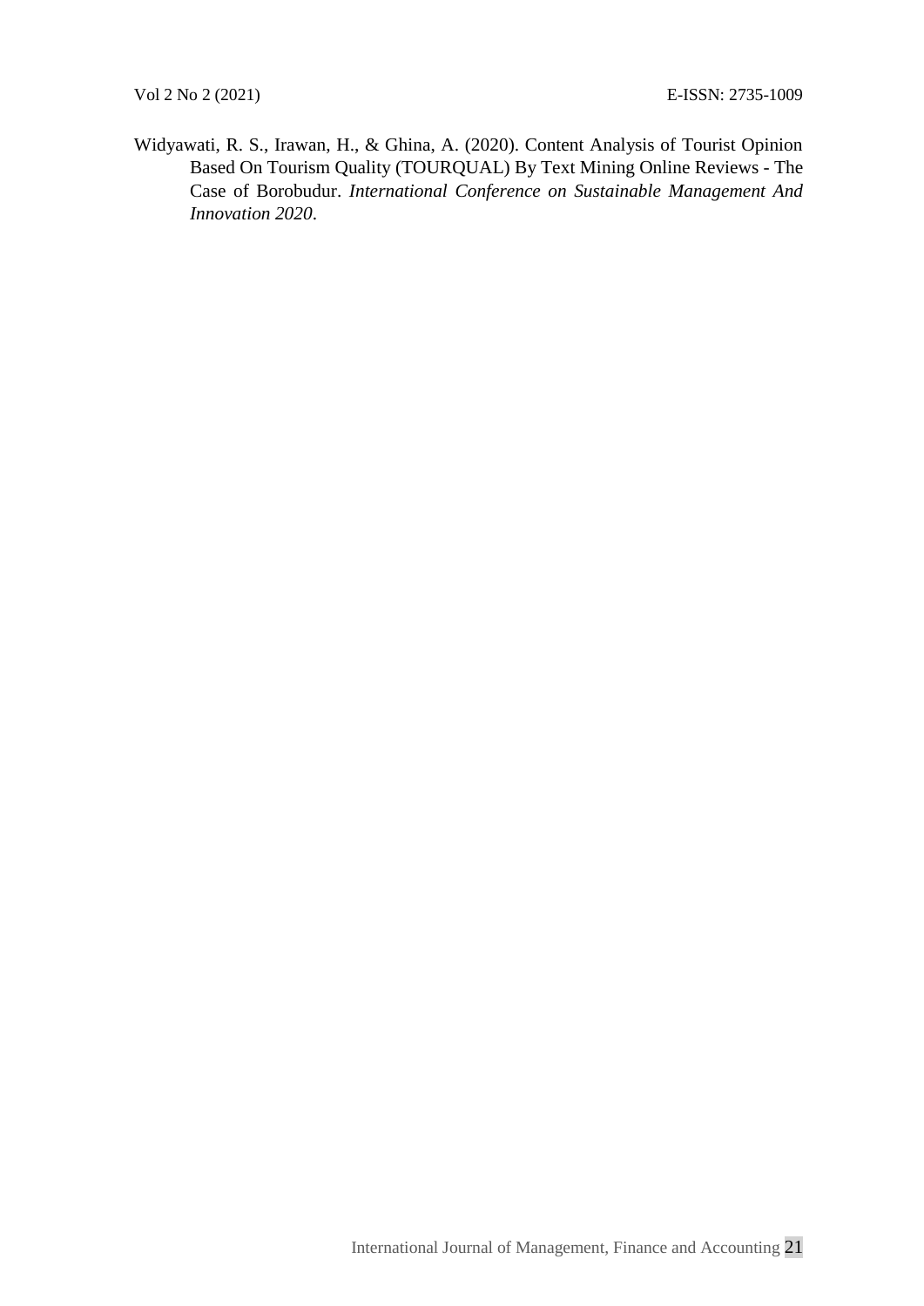Widyawati, R. S., Irawan, H., & Ghina, A. (2020). Content Analysis of Tourist Opinion Based On Tourism Quality (TOURQUAL) By Text Mining Online Reviews - The Case of Borobudur. *International Conference on Sustainable Management And Innovation 2020*.